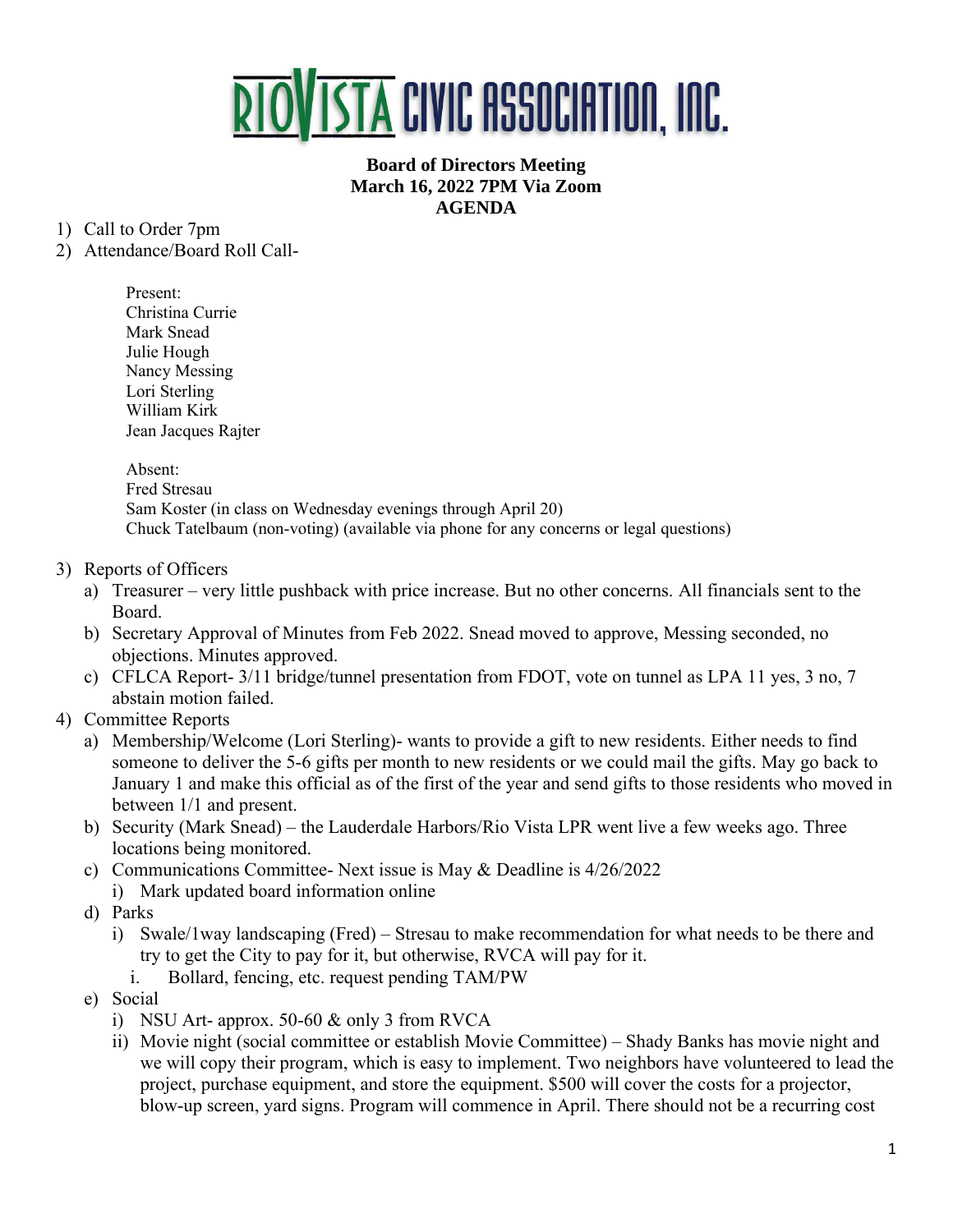# RIOVISTA CIVIC ASSOCIATION, INC.

**Board of Directors Meeting**
**March 16, 2022 7PM Via Zoom**
**AGENDA**

1) Call to Order 7pm
2) Attendance/Board Roll Call-

   Present:
   Christina Currie
   Mark Snead
   Julie Hough
   Nancy Messing
   Lori Sterling
   William Kirk
   Jean Jacques Rajter

   Absent:
   Fred Stresau
   Sam Koster (in class on Wednesday evenings through April 20)
   Chuck Tatelbaum (non-voting) (available via phone for any concerns or legal questions)

3) Reports of Officers
   a) Treasurer – very little pushback with price increase. But no other concerns. All financials sent to the Board.
   b) Secretary Approval of Minutes from Feb 2022. Snead moved to approve, Messing seconded, no objections. Minutes approved.
   c) CFLCA Report- 3/11 bridge/tunnel presentation from FDOT, vote on tunnel as LPA 11 yes, 3 no, 7 abstain motion failed.
4) Committee Reports
   a) Membership/Welcome (Lori Sterling)- wants to provide a gift to new residents. Either needs to find someone to deliver the 5-6 gifts per month to new residents or we could mail the gifts. May go back to January 1 and make this official as of the first of the year and send gifts to those residents who moved in between 1/1 and present.
   b) Security (Mark Snead) – the Lauderdale Harbors/Rio Vista LPR went live a few weeks ago. Three locations being monitored.
   c) Communications Committee- Next issue is May & Deadline is 4/26/2022
      i) Mark updated board information online
   d) Parks
      i) Swale/1way landscaping (Fred) – Stresau to make recommendation for what needs to be there and try to get the City to pay for it, but otherwise, RVCA will pay for it.
         i. Bollard, fencing, etc. request pending TAM/PW
   e) Social
      i) NSU Art- approx. 50-60 & only 3 from RVCA
      ii) Movie night (social committee or establish Movie Committee) – Shady Banks has movie night and we will copy their program, which is easy to implement. Two neighbors have volunteered to lead the project, purchase equipment, and store the equipment. $500 will cover the costs for a projector, blow-up screen, yard signs. Program will commence in April. There should not be a recurring cost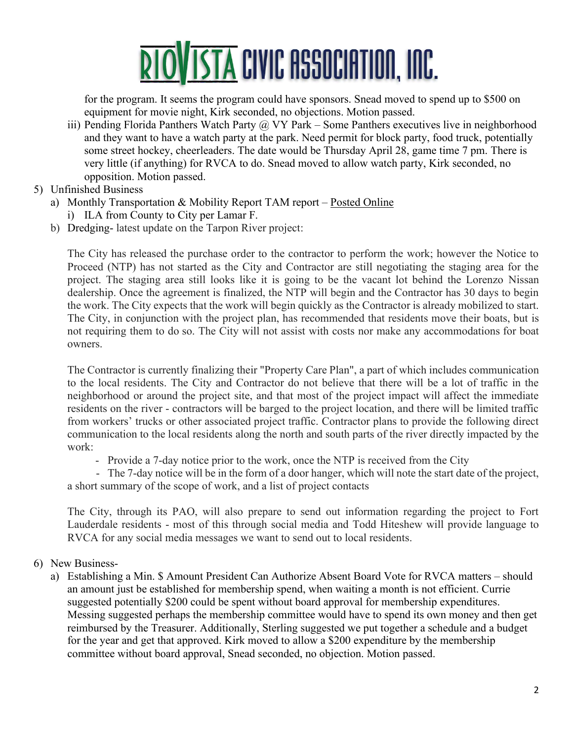for the program. It seems the program could have sponsors. Snead moved to spend up to $500 on equipment for movie night, Kirk seconded, no objections. Motion passed.

iii) Pending Florida Panthers Watch Party @ VY Park – Some Panthers executives live in neighborhood and they want to have a watch party at the park. Need permit for block party, food truck, potentially some street hockey, cheerleaders. The date would be Thursday April 28, game time 7 pm. There is very little (if anything) for RVCA to do. Snead moved to allow watch party, Kirk seconded, no opposition. Motion passed.

5) Unfinished Business
   a) Monthly Transportation & Mobility Report TAM report – Posted Online
      i) ILA from County to City per Lamar F.
   b) Dredging- latest update on the Tarpon River project:

      The City has released the purchase order to the contractor to perform the work; however the Notice to Proceed (NTP) has not started as the City and Contractor are still negotiating the staging area for the project. The staging area still looks like it is going to be the vacant lot behind the Lorenzo Nissan dealership. Once the agreement is finalized, the NTP will begin and the Contractor has 30 days to begin the work. The City expects that the work will begin quickly as the Contractor is already mobilized to start. The City, in conjunction with the project plan, has recommended that residents move their boats, but is not requiring them to do so. The City will not assist with costs nor make any accommodations for boat owners.

      The Contractor is currently finalizing their "Property Care Plan", a part of which includes communication to the local residents. The City and Contractor do not believe that there will be a lot of traffic in the neighborhood or around the project site, and that most of the project impact will affect the immediate residents on the river - contractors will be barged to the project location, and there will be limited traffic from workers' trucks or other associated project traffic. Contractor plans to provide the following direct communication to the local residents along the north and south parts of the river directly impacted by the work:

      - Provide a 7-day notice prior to the work, once the NTP is received from the City
      - The 7-day notice will be in the form of a door hanger, which will note the start date of the project, a short summary of the scope of work, and a list of project contacts

      The City, through its PAO, will also prepare to send out information regarding the project to Fort Lauderdale residents - most of this through social media and Todd Hiteshew will provide language to RVCA for any social media messages we want to send out to local residents.

6) New Business-
   a) Establishing a Min. $ Amount President Can Authorize Absent Board Vote for RVCA matters – should an amount just be established for membership spend, when waiting a month is not efficient. Currie suggested potentially $200 could be spent without board approval for membership expenditures. Messing suggested perhaps the membership committee would have to spend its own money and then get reimbursed by the Treasurer. Additionally, Sterling suggested we put together a schedule and a budget for the year and get that approved. Kirk moved to allow a $200 expenditure by the membership committee without board approval, Snead seconded, no objection. Motion passed.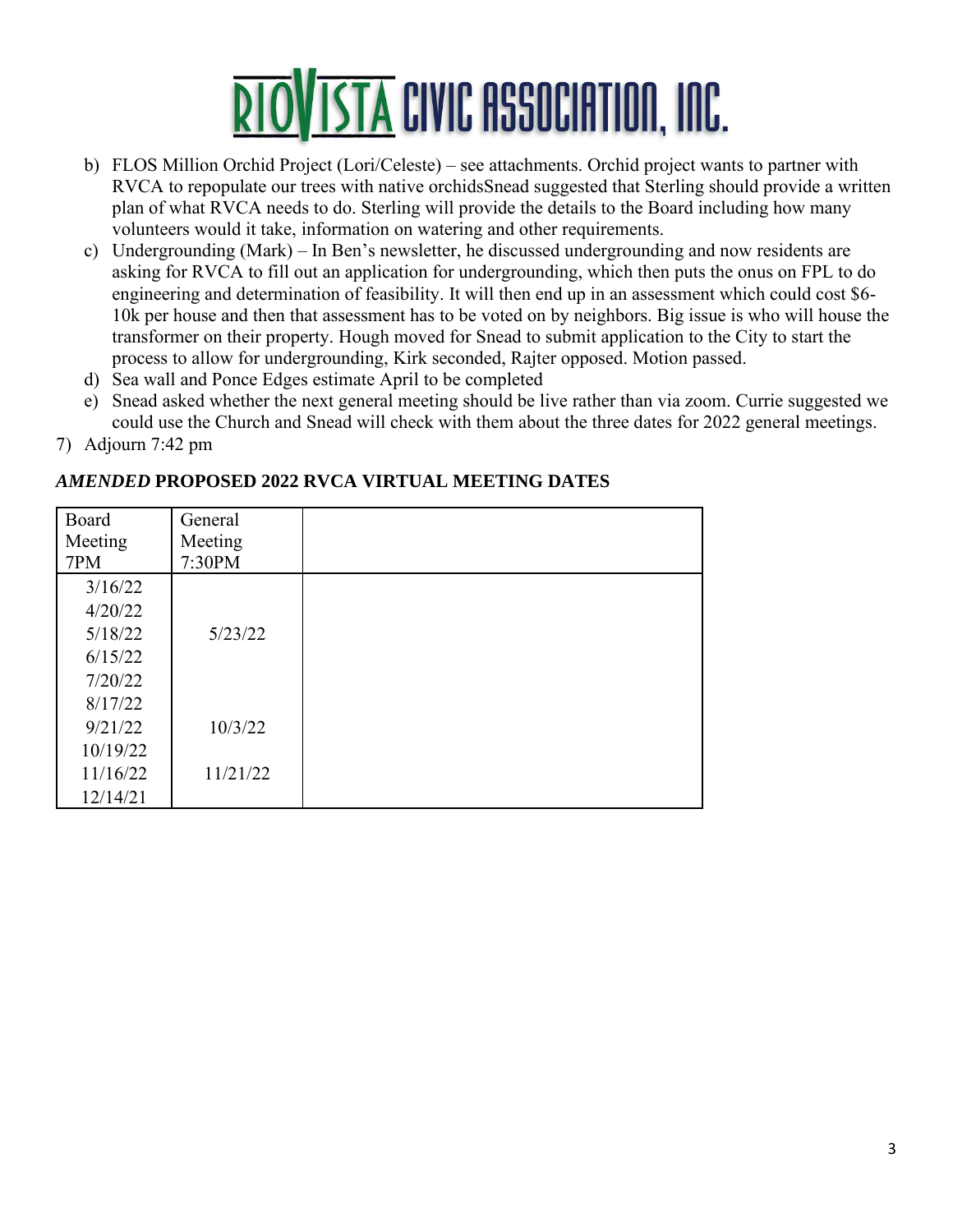# RIOVISTA CIVIC ASSOCIATION, INC.

b) FLOS Million Orchid Project (Lori/Celeste) – see attachments. Orchid project wants to partner with RVCA to repopulate our trees with native orchidsSnead suggested that Sterling should provide a written plan of what RVCA needs to do. Sterling will provide the details to the Board including how many volunteers would it take, information on watering and other requirements.

c) Undergrounding (Mark) – In Ben's newsletter, he discussed undergrounding and now residents are asking for RVCA to fill out an application for undergrounding, which then puts the onus on FPL to do engineering and determination of feasibility. It will then end up in an assessment which could cost $6-10k per house and then that assessment has to be voted on by neighbors. Big issue is who will house the transformer on their property. Hough moved for Snead to submit application to the City to start the process to allow for undergrounding, Kirk seconded, Rajter opposed. Motion passed.

d) Sea wall and Ponce Edges estimate April to be completed

e) Snead asked whether the next general meeting should be live rather than via zoom. Currie suggested we could use the Church and Snead will check with them about the three dates for 2022 general meetings.

7) Adjourn 7:42 pm

***AMENDED*** **PROPOSED 2022 RVCA VIRTUAL MEETING DATES**

| Board Meeting 7PM | General Meeting 7:30PM | |
|---|---|---|
| 3/16/22 | | |
| 4/20/22 | | |
| 5/18/22 | 5/23/22 | |
| 6/15/22 | | |
| 7/20/22 | | |
| 8/17/22 | | |
| 9/21/22 | 10/3/22 | |
| 10/19/22 | | |
| 11/16/22 | 11/21/22 | |
| 12/14/21 | | |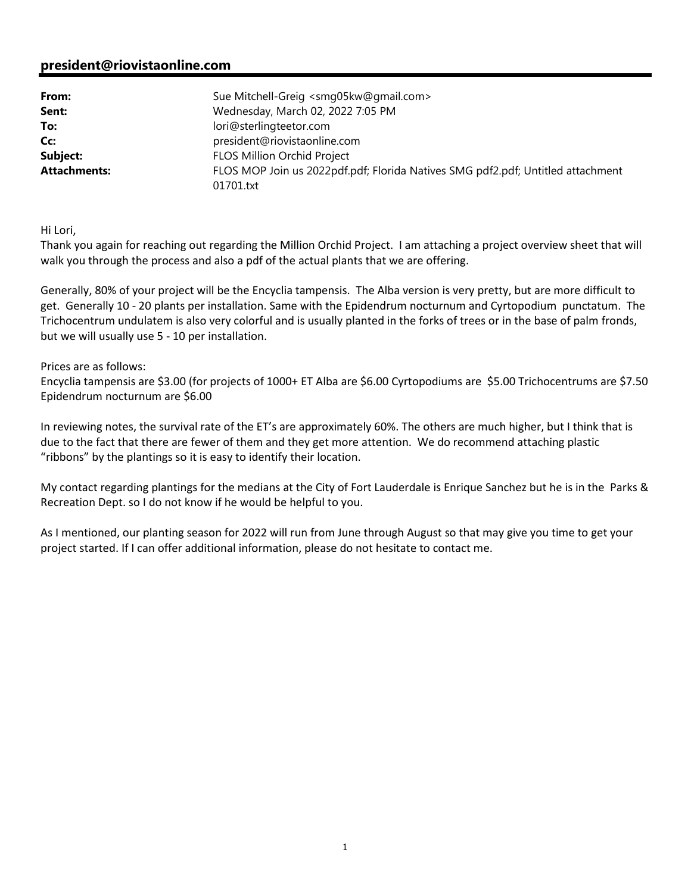## president@riovistaonline.com

| | |
|---|---|
| **From:** | Sue Mitchell-Greig <smg05kw@gmail.com> |
| **Sent:** | Wednesday, March 02, 2022 7:05 PM |
| **To:** | lori@sterlingteetor.com |
| **Cc:** | president@riovistaonline.com |
| **Subject:** | FLOS Million Orchid Project |
| **Attachments:** | FLOS MOP Join us 2022pdf.pdf; Florida Natives SMG pdf2.pdf; Untitled attachment 01701.txt |

Hi Lori,
Thank you again for reaching out regarding the Million Orchid Project. I am attaching a project overview sheet that will walk you through the process and also a pdf of the actual plants that we are offering.

Generally, 80% of your project will be the Encyclia tampensis. The Alba version is very pretty, but are more difficult to get. Generally 10 - 20 plants per installation. Same with the Epidendrum nocturnum and Cyrtopodium punctatum. The Trichocentrum undulatem is also very colorful and is usually planted in the forks of trees or in the base of palm fronds, but we will usually use 5 - 10 per installation.

Prices are as follows:
Encyclia tampensis are $3.00 (for projects of 1000+ ET Alba are $6.00 Cyrtopodiums are $5.00 Trichocentrums are $7.50 Epidendrum nocturnum are $6.00

In reviewing notes, the survival rate of the ET's are approximately 60%. The others are much higher, but I think that is due to the fact that there are fewer of them and they get more attention. We do recommend attaching plastic "ribbons" by the plantings so it is easy to identify their location.

My contact regarding plantings for the medians at the City of Fort Lauderdale is Enrique Sanchez but he is in the Parks & Recreation Dept. so I do not know if he would be helpful to you.

As I mentioned, our planting season for 2022 will run from June through August so that may give you time to get your project started. If I can offer additional information, please do not hesitate to contact me.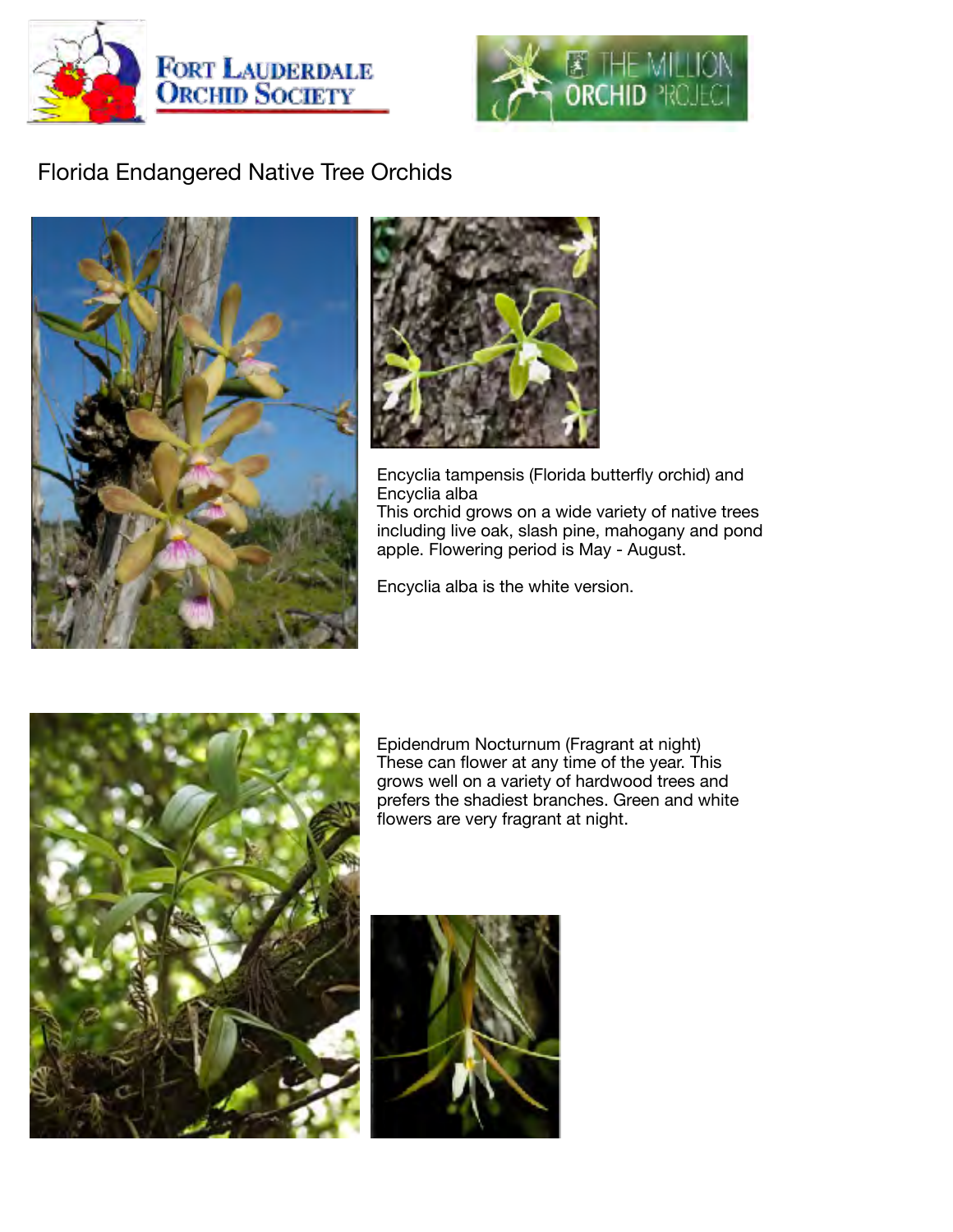# Florida Endangered Native Tree Orchids

Encyclia tampensis (Florida butterfly orchid) and Encyclia alba
This orchid grows on a wide variety of native trees including live oak, slash pine, mahogany and pond apple. Flowering period is May - August.

Encyclia alba is the white version.

Epidendrum Nocturnum (Fragrant at night)
These can flower at any time of the year. This grows well on a variety of hardwood trees and prefers the shadiest branches. Green and white flowers are very fragrant at night.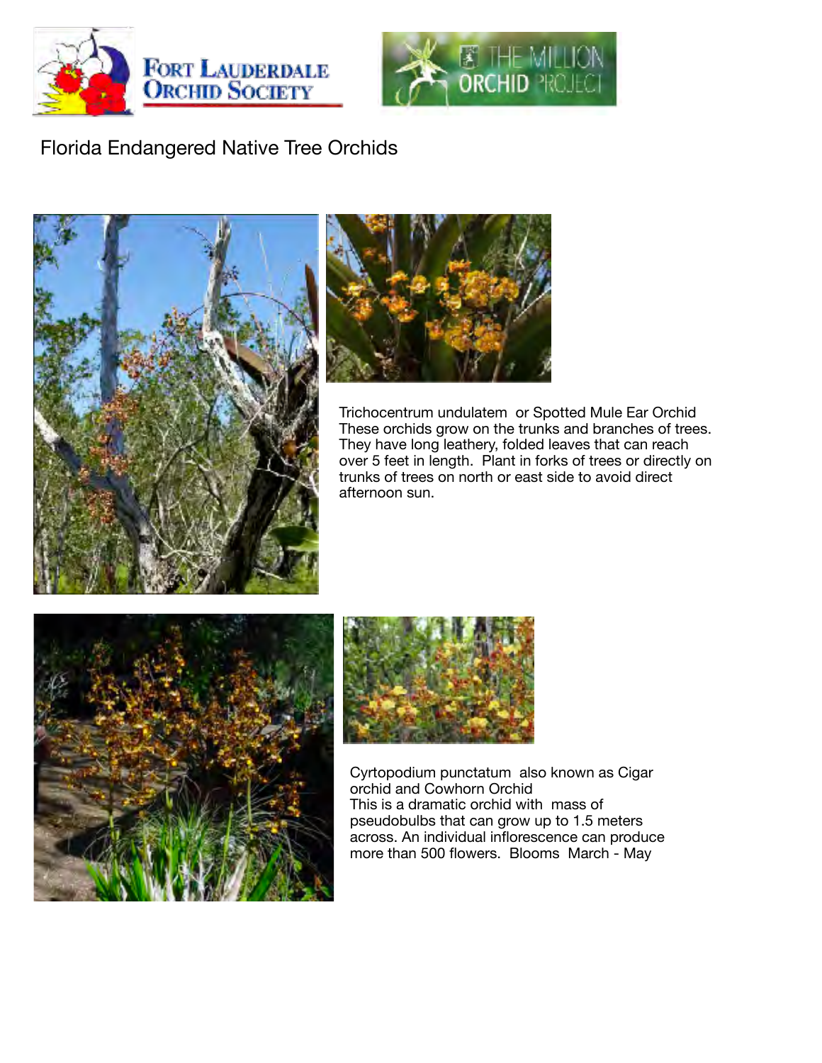# Florida Endangered Native Tree Orchids

Trichocentrum undulatem or Spotted Mule Ear Orchid
These orchids grow on the trunks and branches of trees. They have long leathery, folded leaves that can reach over 5 feet in length. Plant in forks of trees or directly on trunks of trees on north or east side to avoid direct afternoon sun.

Cyrtopodium punctatum also known as Cigar orchid and Cowhorn Orchid
This is a dramatic orchid with mass of pseudobulbs that can grow up to 1.5 meters across. An individual inflorescence can produce more than 500 flowers. Blooms March - May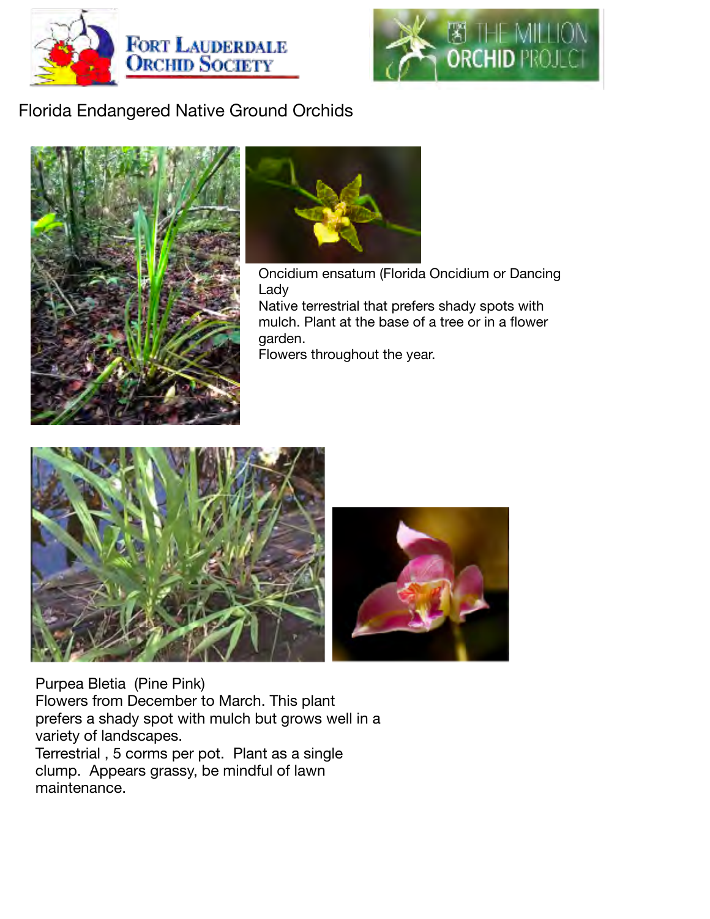Florida Endangered Native Ground Orchids

Oncidium ensatum (Florida Oncidium or Dancing Lady

Native terrestrial that prefers shady spots with mulch. Plant at the base of a tree or in a flower garden.

Flowers throughout the year.

Purpea Bletia (Pine Pink)

Flowers from December to March. This plant prefers a shady spot with mulch but grows well in a variety of landscapes.

Terrestrial , 5 corms per pot. Plant as a single clump. Appears grassy, be mindful of lawn maintenance.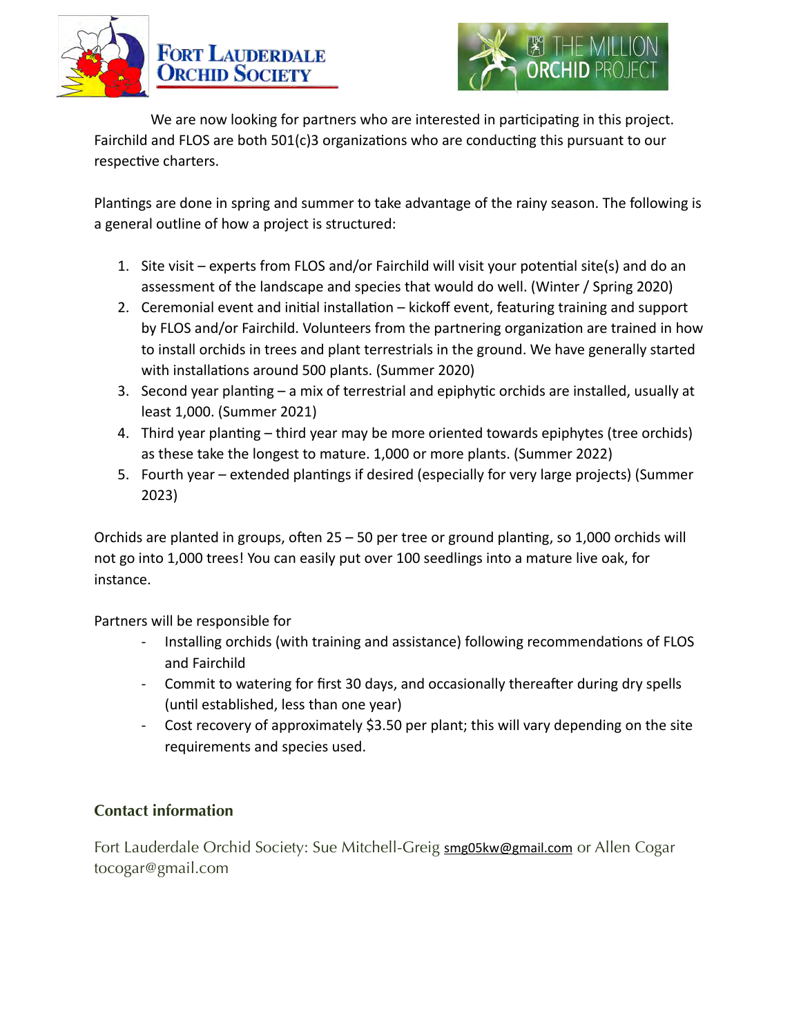We are now looking for partners who are interested in participating in this project. Fairchild and FLOS are both 501(c)3 organizations who are conducting this pursuant to our respective charters.

Plantings are done in spring and summer to take advantage of the rainy season. The following is a general outline of how a project is structured:

1. Site visit – experts from FLOS and/or Fairchild will visit your potential site(s) and do an assessment of the landscape and species that would do well. (Winter / Spring 2020)
2. Ceremonial event and initial installation – kickoff event, featuring training and support by FLOS and/or Fairchild. Volunteers from the partnering organization are trained in how to install orchids in trees and plant terrestrials in the ground. We have generally started with installations around 500 plants. (Summer 2020)
3. Second year planting – a mix of terrestrial and epiphytic orchids are installed, usually at least 1,000. (Summer 2021)
4. Third year planting – third year may be more oriented towards epiphytes (tree orchids) as these take the longest to mature. 1,000 or more plants. (Summer 2022)
5. Fourth year – extended plantings if desired (especially for very large projects) (Summer 2023)

Orchids are planted in groups, often 25 – 50 per tree or ground planting, so 1,000 orchids will not go into 1,000 trees! You can easily put over 100 seedlings into a mature live oak, for instance.

Partners will be responsible for

- Installing orchids (with training and assistance) following recommendations of FLOS and Fairchild
- Commit to watering for first 30 days, and occasionally thereafter during dry spells (until established, less than one year)
- Cost recovery of approximately $3.50 per plant; this will vary depending on the site requirements and species used.

### Contact information

Fort Lauderdale Orchid Society: Sue Mitchell-Greig smg05kw@gmail.com or Allen Cogar tocogar@gmail.com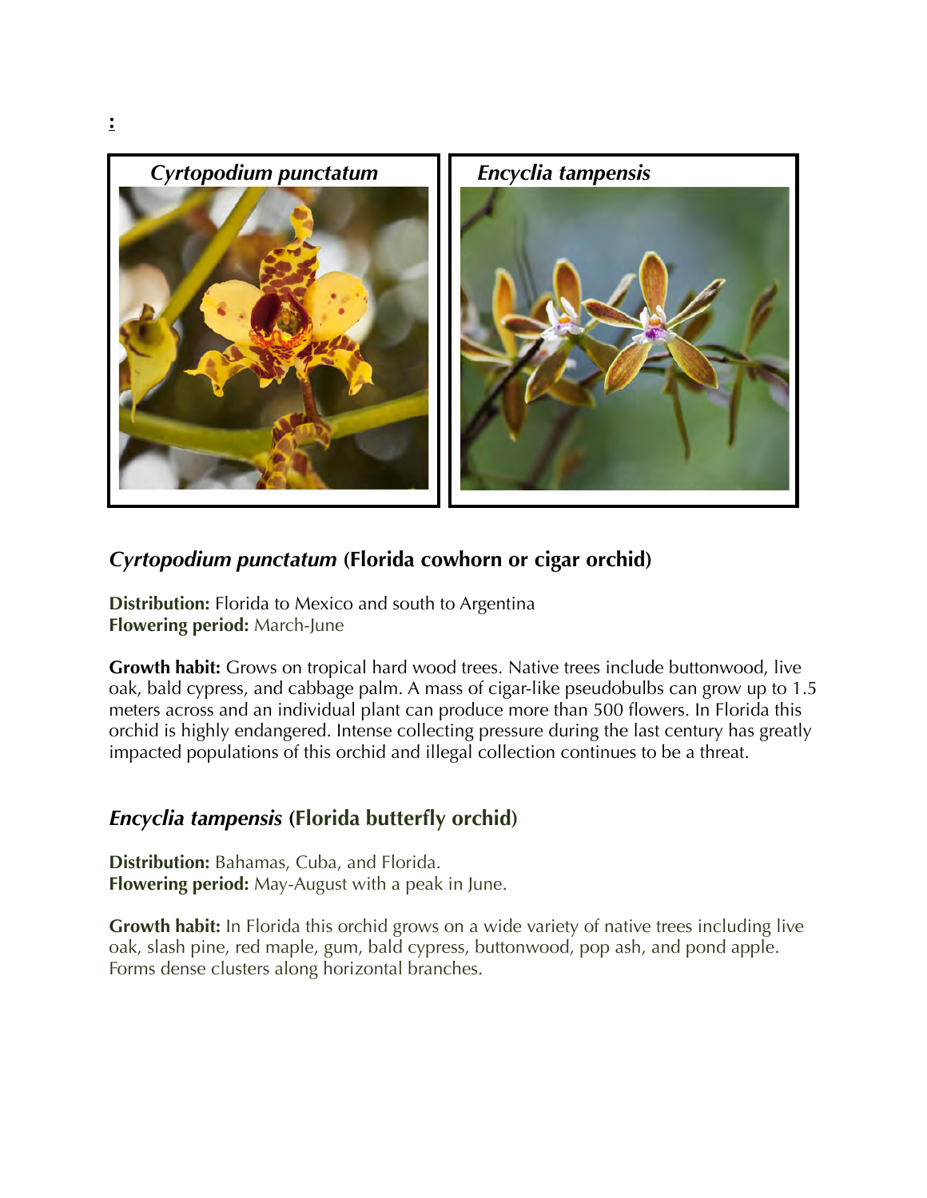:

*Cyrtopodium punctatum*

*Encyclia tampensis*

## *Cyrtopodium punctatum* (Florida cowhorn or cigar orchid)

**Distribution:** Florida to Mexico and south to Argentina
**Flowering period:** March-June

**Growth habit:** Grows on tropical hard wood trees. Native trees include buttonwood, live oak, bald cypress, and cabbage palm. A mass of cigar-like pseudobulbs can grow up to 1.5 meters across and an individual plant can produce more than 500 flowers. In Florida this orchid is highly endangered. Intense collecting pressure during the last century has greatly impacted populations of this orchid and illegal collection continues to be a threat.

## *Encyclia tampensis* (Florida butterfly orchid)

**Distribution:** Bahamas, Cuba, and Florida.
**Flowering period:** May-August with a peak in June.

**Growth habit:** In Florida this orchid grows on a wide variety of native trees including live oak, slash pine, red maple, gum, bald cypress, buttonwood, pop ash, and pond apple. Forms dense clusters along horizontal branches.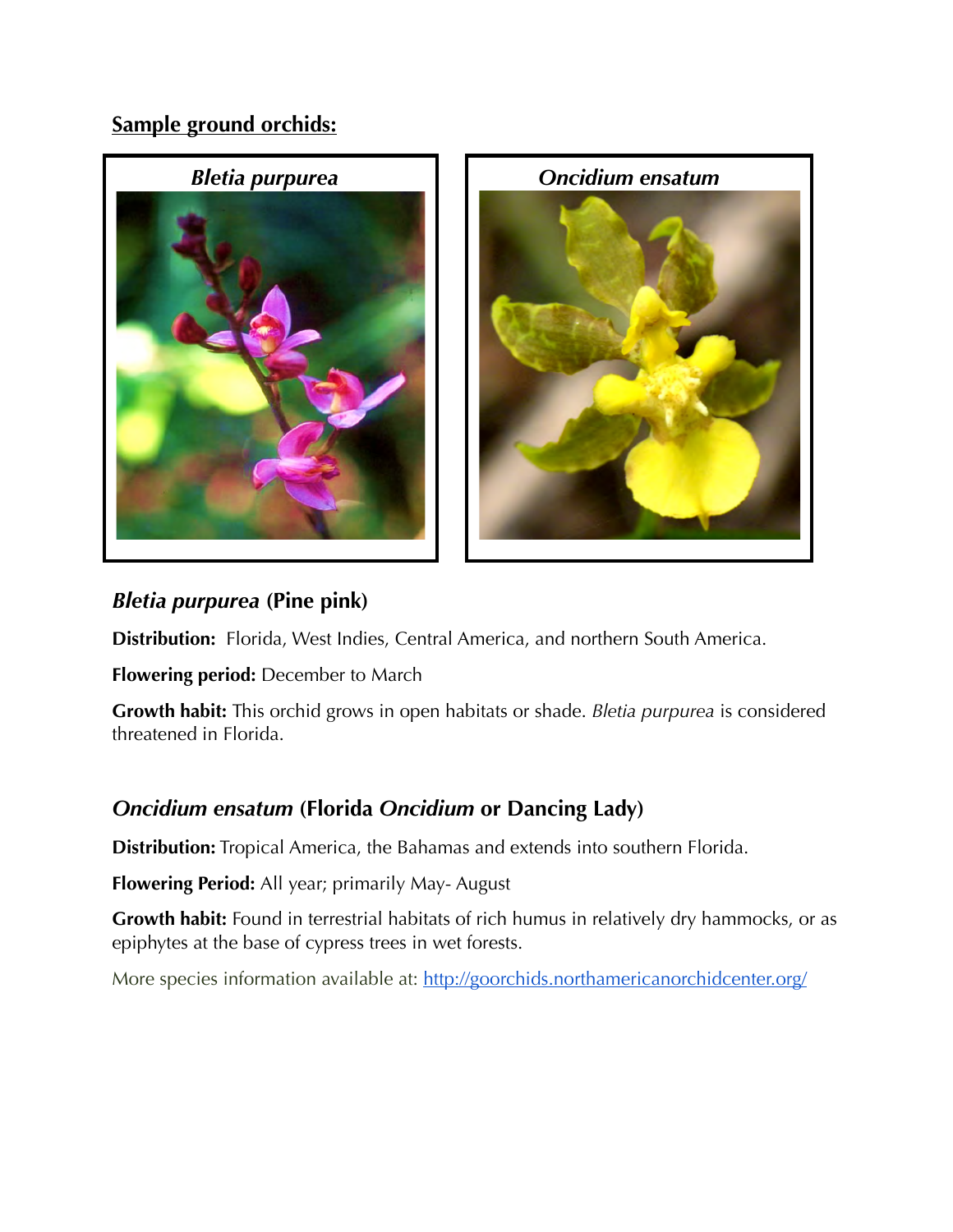## Sample ground orchids:

*Bletia purpurea*

*Oncidium ensatum*

### *Bletia purpurea* (Pine pink)

**Distribution:** Florida, West Indies, Central America, and northern South America.

**Flowering period:** December to March

**Growth habit:** This orchid grows in open habitats or shade. *Bletia purpurea* is considered threatened in Florida.

### *Oncidium ensatum* (Florida *Oncidium* or Dancing Lady)

**Distribution:** Tropical America, the Bahamas and extends into southern Florida.

**Flowering Period:** All year; primarily May- August

**Growth habit:** Found in terrestrial habitats of rich humus in relatively dry hammocks, or as epiphytes at the base of cypress trees in wet forests.

More species information available at: [http://goorchids.northamericanorchidcenter.org/](http://goorchids.northamericanorchidcenter.org/)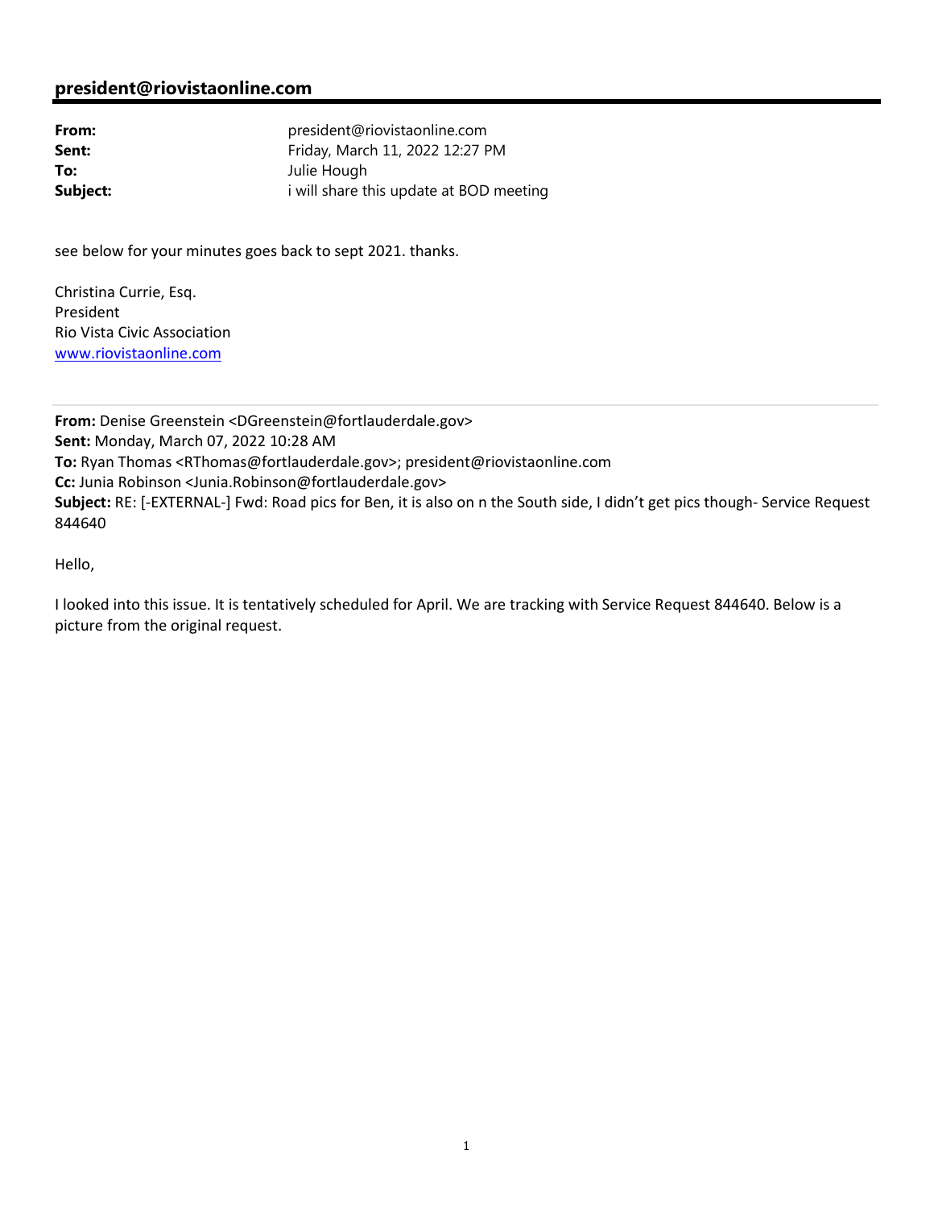## president@riovistaonline.com

| | |
|---|---|
| **From:** | president@riovistaonline.com |
| **Sent:** | Friday, March 11, 2022 12:27 PM |
| **To:** | Julie Hough |
| **Subject:** | i will share this update at BOD meeting |

see below for your minutes goes back to sept 2021. thanks.

Christina Currie, Esq.
President
Rio Vista Civic Association
www.riovistaonline.com

---

**From:** Denise Greenstein <DGreenstein@fortlauderdale.gov>
**Sent:** Monday, March 07, 2022 10:28 AM
**To:** Ryan Thomas <RThomas@fortlauderdale.gov>; president@riovistaonline.com
**Cc:** Junia Robinson <Junia.Robinson@fortlauderdale.gov>
**Subject:** RE: [-EXTERNAL-] Fwd: Road pics for Ben, it is also on n the South side, I didn't get pics though- Service Request 844640

Hello,

I looked into this issue. It is tentatively scheduled for April. We are tracking with Service Request 844640. Below is a picture from the original request.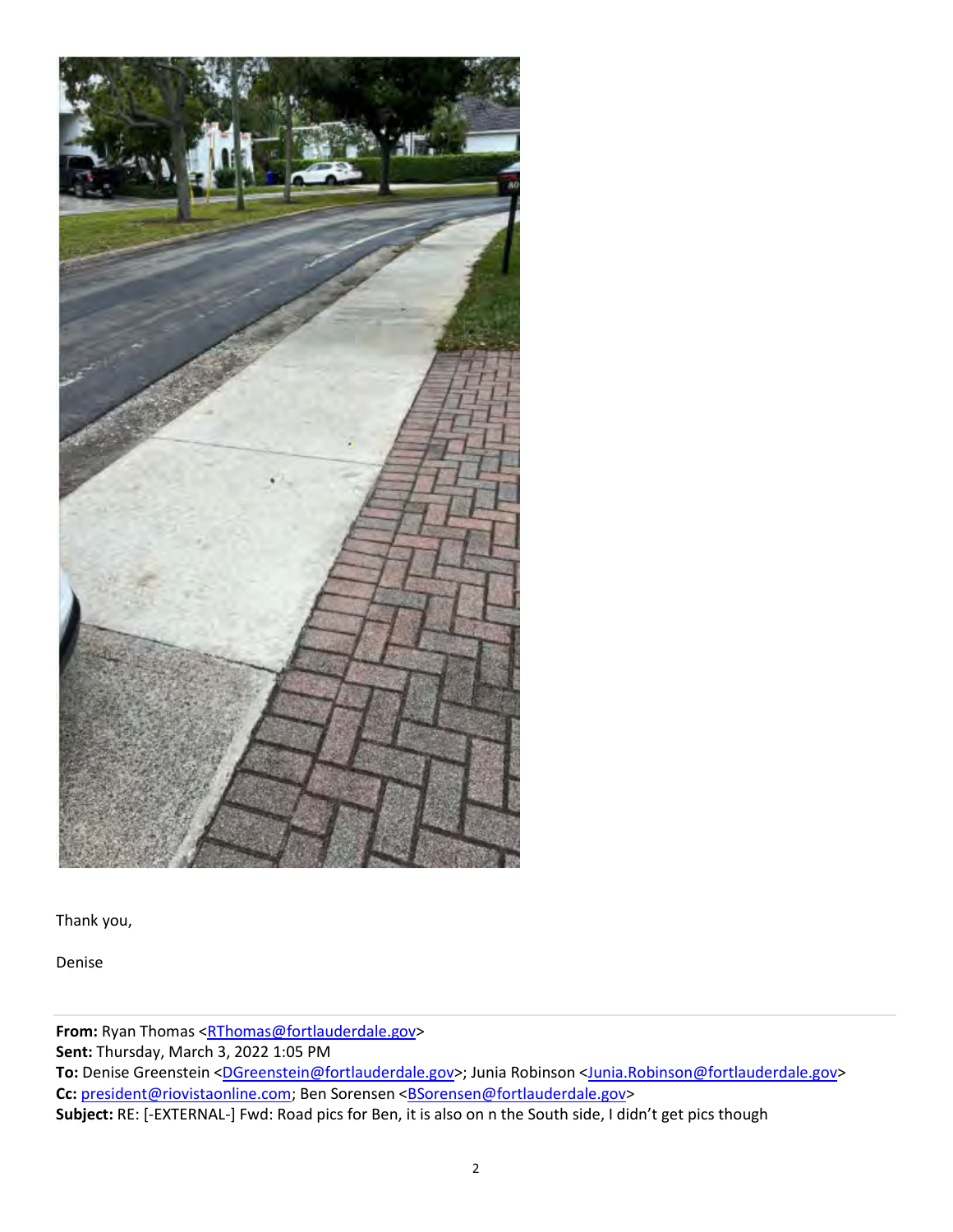Thank you,

Denise

---

**From:** Ryan Thomas <RThomas@fortlauderdale.gov>
**Sent:** Thursday, March 3, 2022 1:05 PM
**To:** Denise Greenstein <DGreenstein@fortlauderdale.gov>; Junia Robinson <Junia.Robinson@fortlauderdale.gov>
**Cc:** president@riovistaonline.com; Ben Sorensen <BSorensen@fortlauderdale.gov>
**Subject:** RE: [-EXTERNAL-] Fwd: Road pics for Ben, it is also on n the South side, I didn't get pics though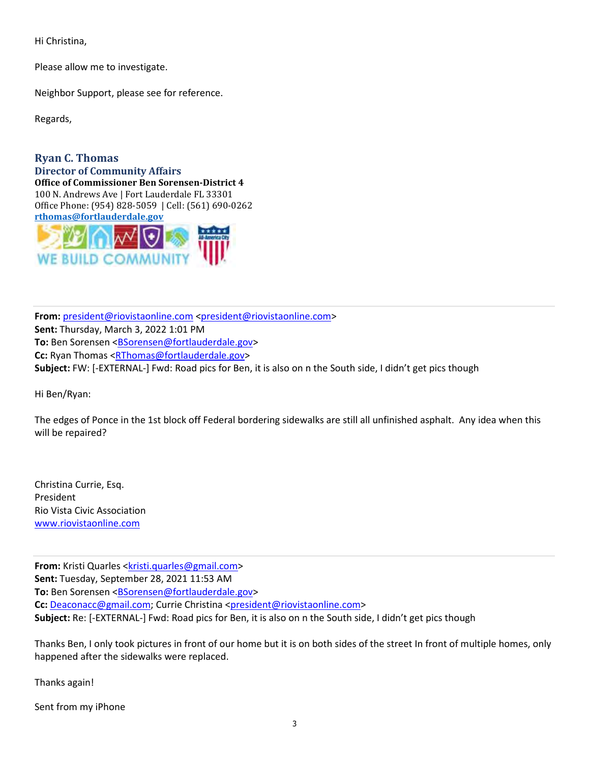Hi Christina,

Please allow me to investigate.

Neighbor Support, please see for reference.

Regards,

**Ryan C. Thomas**
**Director of Community Affairs**
**Office of Commissioner Ben Sorensen-District 4**
100 N. Andrews Ave | Fort Lauderdale FL 33301
Office Phone: (954) 828-5059 | Cell: (561) 690-0262
rthomas@fortlauderdale.gov

WE BUILD COMMUNITY

---

**From:** president@riovistaonline.com <president@riovistaonline.com>
**Sent:** Thursday, March 3, 2022 1:01 PM
**To:** Ben Sorensen <BSorensen@fortlauderdale.gov>
**Cc:** Ryan Thomas <RThomas@fortlauderdale.gov>
**Subject:** FW: [-EXTERNAL-] Fwd: Road pics for Ben, it is also on n the South side, I didn't get pics though

Hi Ben/Ryan:

The edges of Ponce in the 1st block off Federal bordering sidewalks are still all unfinished asphalt. Any idea when this will be repaired?

Christina Currie, Esq.
President
Rio Vista Civic Association
www.riovistaonline.com

---

**From:** Kristi Quarles <kristi.quarles@gmail.com>
**Sent:** Tuesday, September 28, 2021 11:53 AM
**To:** Ben Sorensen <BSorensen@fortlauderdale.gov>
**Cc:** Deaconacc@gmail.com; Currie Christina <president@riovistaonline.com>
**Subject:** Re: [-EXTERNAL-] Fwd: Road pics for Ben, it is also on n the South side, I didn't get pics though

Thanks Ben, I only took pictures in front of our home but it is on both sides of the street In front of multiple homes, only happened after the sidewalks were replaced.

Thanks again!

Sent from my iPhone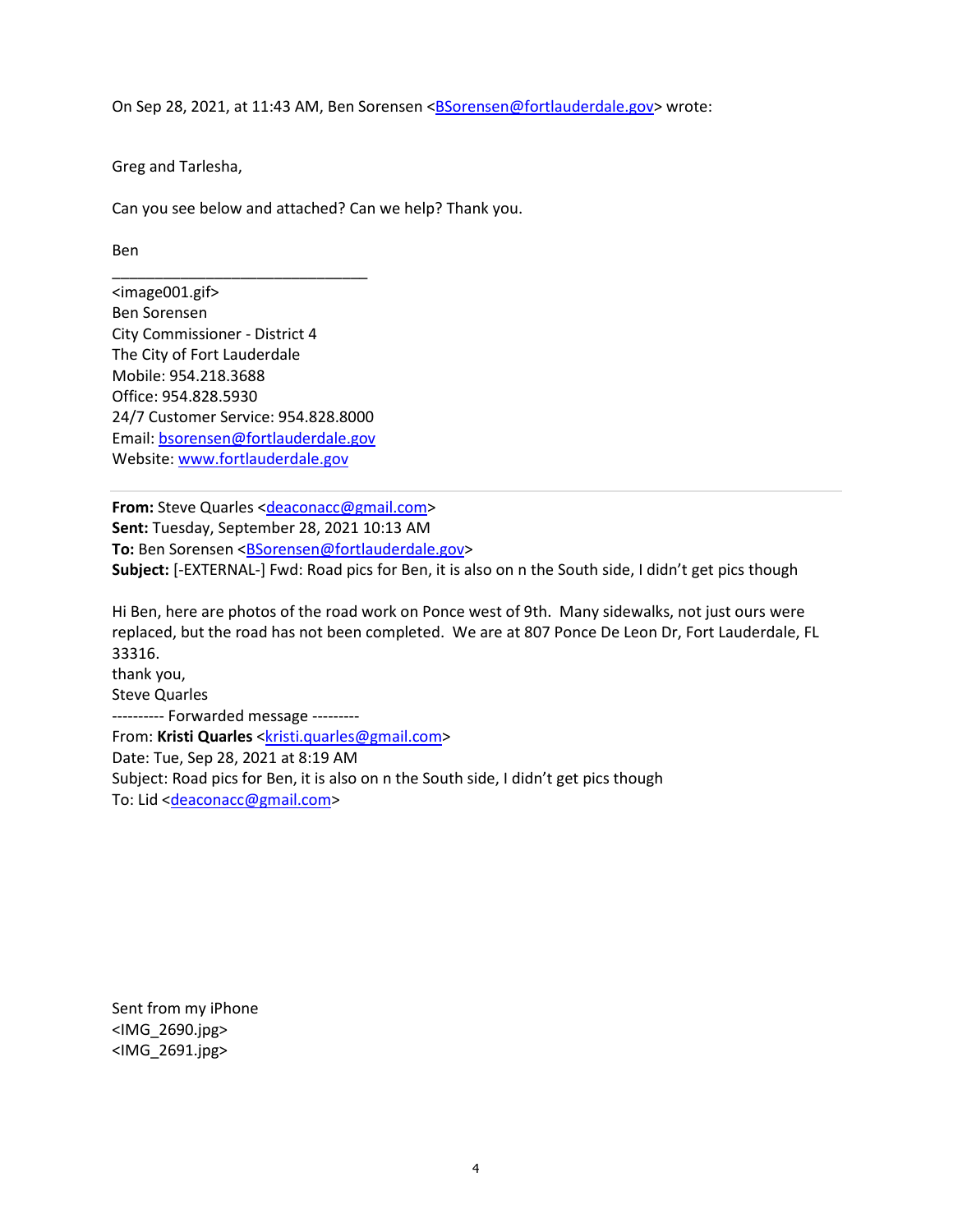On Sep 28, 2021, at 11:43 AM, Ben Sorensen <BSorensen@fortlauderdale.gov> wrote:

Greg and Tarlesha,

Can you see below and attached? Can we help? Thank you.

Ben

_______________________________

<image001.gif>
Ben Sorensen
City Commissioner - District 4
The City of Fort Lauderdale
Mobile: 954.218.3688
Office: 954.828.5930
24/7 Customer Service: 954.828.8000
Email: bsorensen@fortlauderdale.gov
Website: www.fortlauderdale.gov

---

**From:** Steve Quarles <deaconacc@gmail.com>
**Sent:** Tuesday, September 28, 2021 10:13 AM
**To:** Ben Sorensen <BSorensen@fortlauderdale.gov>
**Subject:** [-EXTERNAL-] Fwd: Road pics for Ben, it is also on n the South side, I didn't get pics though

Hi Ben, here are photos of the road work on Ponce west of 9th. Many sidewalks, not just ours were replaced, but the road has not been completed. We are at 807 Ponce De Leon Dr, Fort Lauderdale, FL 33316.
thank you,
Steve Quarles
---------- Forwarded message ---------
From: **Kristi Quarles** <kristi.quarles@gmail.com>
Date: Tue, Sep 28, 2021 at 8:19 AM
Subject: Road pics for Ben, it is also on n the South side, I didn't get pics though
To: Lid <deaconacc@gmail.com>

Sent from my iPhone
<IMG_2690.jpg>
<IMG_2691.jpg>